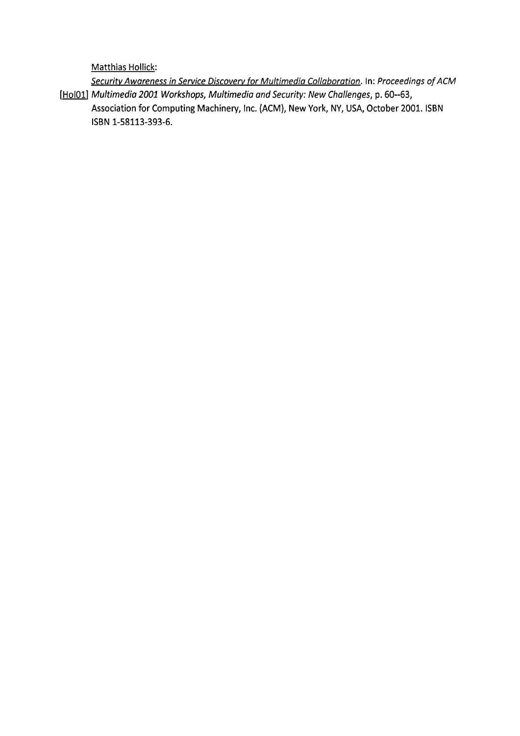[Hol01] Matthias Hollick:
*Security Awareness in Service Discovery for Multimedia Collaboration*. In: *Proceedings of ACM Multimedia 2001 Workshops, Multimedia and Security: New Challenges*, p. 60--63, Association for Computing Machinery, Inc. (ACM), New York, NY, USA, October 2001. ISBN ISBN 1-58113-393-6.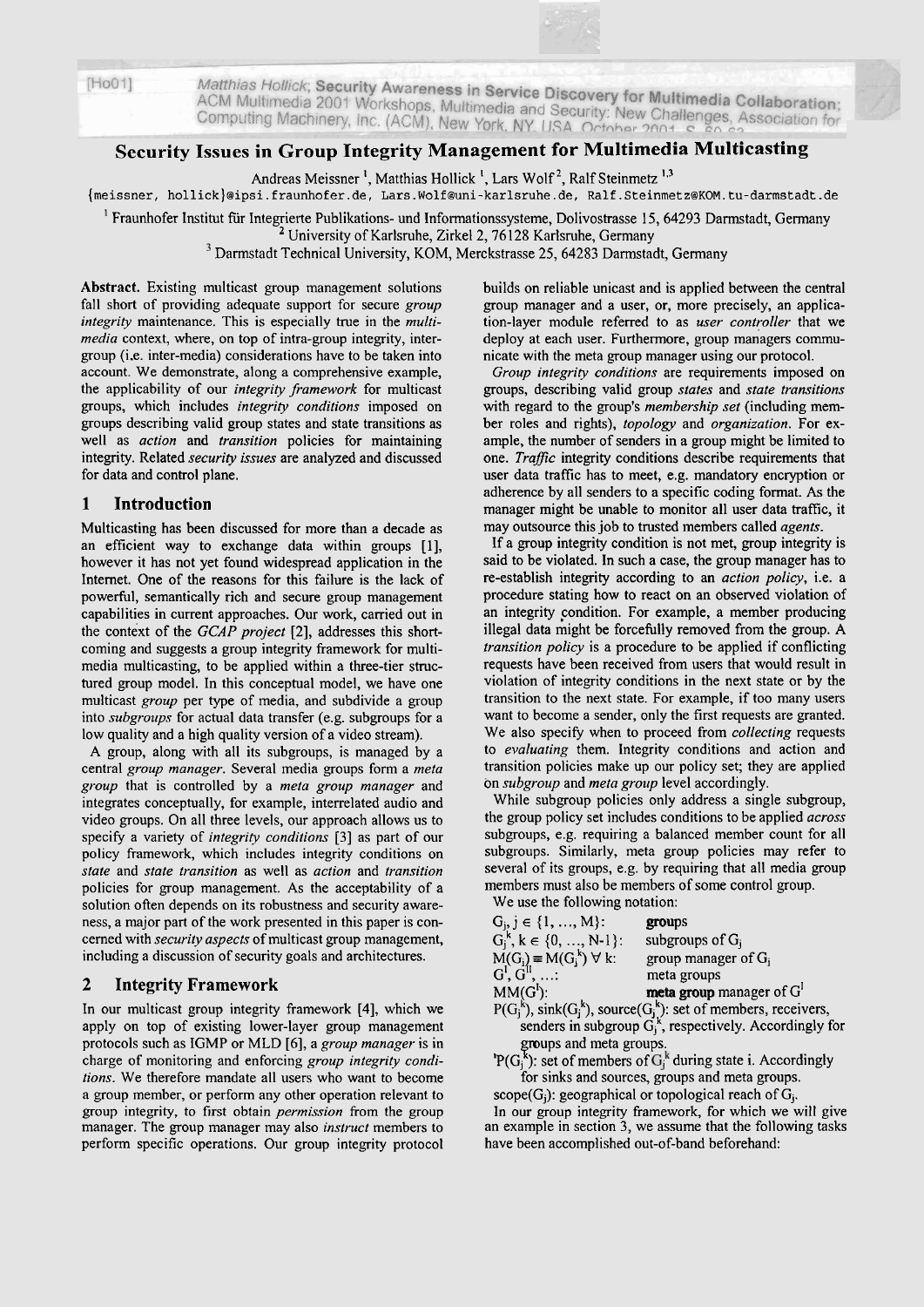[Ho01] Matthias Hollick; **Security Awareness in Service Discovery for Multimedia Collaboration**; ACM Multimedia 2001 Workshops, Multimedia and Security: New Challenges, Association for Computing Machinery, Inc. (ACM), New York, NY, USA, October 2001, S. 60-63.

# Security Issues in Group Integrity Management for Multimedia Multicasting

Andreas Meissner [1], Matthias Hollick [1], Lars Wolf [2], Ralf Steinmetz [1,3]

{meissner, hollick}@ipsi.fraunhofer.de, Lars.Wolf@uni-karlsruhe.de, Ralf.Steinmetz@KOM.tu-darmstadt.de

[1] Fraunhofer Institut für Integrierte Publikations- und Informationssysteme, Dolivostrasse 15, 64293 Darmstadt, Germany
[2] University of Karlsruhe, Zirkel 2, 76128 Karlsruhe, Germany
[3] Darmstadt Technical University, KOM, Merckstrasse 25, 64283 Darmstadt, Germany

**Abstract.** Existing multicast group management solutions fall short of providing adequate support for secure *group integrity* maintenance. This is especially true in the *multimedia* context, where, on top of intra-group integrity, inter-group (i.e. inter-media) considerations have to be taken into account. We demonstrate, along a comprehensive example, the applicability of our *integrity framework* for multicast groups, which includes *integrity conditions* imposed on groups describing valid group states and state transitions as well as *action* and *transition* policies for maintaining integrity. Related *security issues* are analyzed and discussed for data and control plane.

## 1 Introduction

Multicasting has been discussed for more than a decade as an efficient way to exchange data within groups [1], however it has not yet found widespread application in the Internet. One of the reasons for this failure is the lack of powerful, semantically rich and secure group management capabilities in current approaches. Our work, carried out in the context of the *GCAP project* [2], addresses this shortcoming and suggests a group integrity framework for multimedia multicasting, to be applied within a three-tier structured group model. In this conceptual model, we have one multicast *group* per type of media, and subdivide a group into *subgroups* for actual data transfer (e.g. subgroups for a low quality and a high quality version of a video stream).

A group, along with all its subgroups, is managed by a central *group manager*. Several media groups form a *meta group* that is controlled by a *meta group manager* and integrates conceptually, for example, interrelated audio and video groups. On all three levels, our approach allows us to specify a variety of *integrity conditions* [3] as part of our policy framework, which includes integrity conditions on *state* and *state transition* as well as *action* and *transition* policies for group management. As the acceptability of a solution often depends on its robustness and security awareness, a major part of the work presented in this paper is concerned with *security aspects* of multicast group management, including a discussion of security goals and architectures.

## 2 Integrity Framework

In our multicast group integrity framework [4], which we apply on top of existing lower-layer group management protocols such as IGMP or MLD [6], a *group manager* is in charge of monitoring and enforcing *group integrity conditions*. We therefore mandate all users who want to become a group member, or perform any other operation relevant to group integrity, to first obtain *permission* from the group manager. The group manager may also *instruct* members to perform specific operations. Our group integrity protocol builds on reliable unicast and is applied between the central group manager and a user, or, more precisely, an application-layer module referred to as *user controller* that we deploy at each user. Furthermore, group managers communicate with the meta group manager using our protocol.

*Group integrity conditions* are requirements imposed on groups, describing valid group *states* and *state transitions* with regard to the group's *membership set* (including member roles and rights), *topology* and *organization*. For example, the number of senders in a group might be limited to one. *Traffic* integrity conditions describe requirements that user data traffic has to meet, e.g. mandatory encryption or adherence by all senders to a specific coding format. As the manager might be unable to monitor all user data traffic, it may outsource this job to trusted members called *agents*.

If a group integrity condition is not met, group integrity is said to be violated. In such a case, the group manager has to re-establish integrity according to an *action policy*, i.e. a procedure stating how to react on an observed violation of an integrity condition. For example, a member producing illegal data might be forcefully removed from the group. A *transition policy* is a procedure to be applied if conflicting requests have been received from users that would result in violation of integrity conditions in the next state or by the transition to the next state. For example, if too many users want to become a sender, only the first requests are granted. We also specify when to proceed from *collecting* requests to *evaluating* them. Integrity conditions and action and transition policies make up our policy set; they are applied on *subgroup* and *meta group* level accordingly.

While subgroup policies only address a single subgroup, the group policy set includes conditions to be applied *across* subgroups, e.g. requiring a balanced member count for all subgroups. Similarly, meta group policies may refer to several of its groups, e.g. by requiring that all media group members must also be members of some control group.

We use the following notation:

- $G_j, j \in \{1, ..., M\}$: **groups**
- $G_j^k, k \in \{0, ..., N-1\}$: subgroups of $G_j$
- $M(G_j) \equiv M(G_j^k)\ \forall k$: group manager of $G_j$
- $G^I, G^{II}, ...$: meta groups
- $MM(G^I)$: **meta group** manager of $G^I$
- $P(G_j^k)$, $sink(G_j^k)$, $source(G_j^k)$: set of members, receivers, senders in subgroup $G_j^k$, respectively. Accordingly for groups and meta groups.
- ${}^iP(G_j^k)$: set of members of $G_j^k$ during state i. Accordingly for sinks and sources, groups and meta groups.
- $scope(G_j)$: geographical or topological reach of $G_j$.

In our group integrity framework, for which we will give an example in section 3, we assume that the following tasks have been accomplished out-of-band beforehand: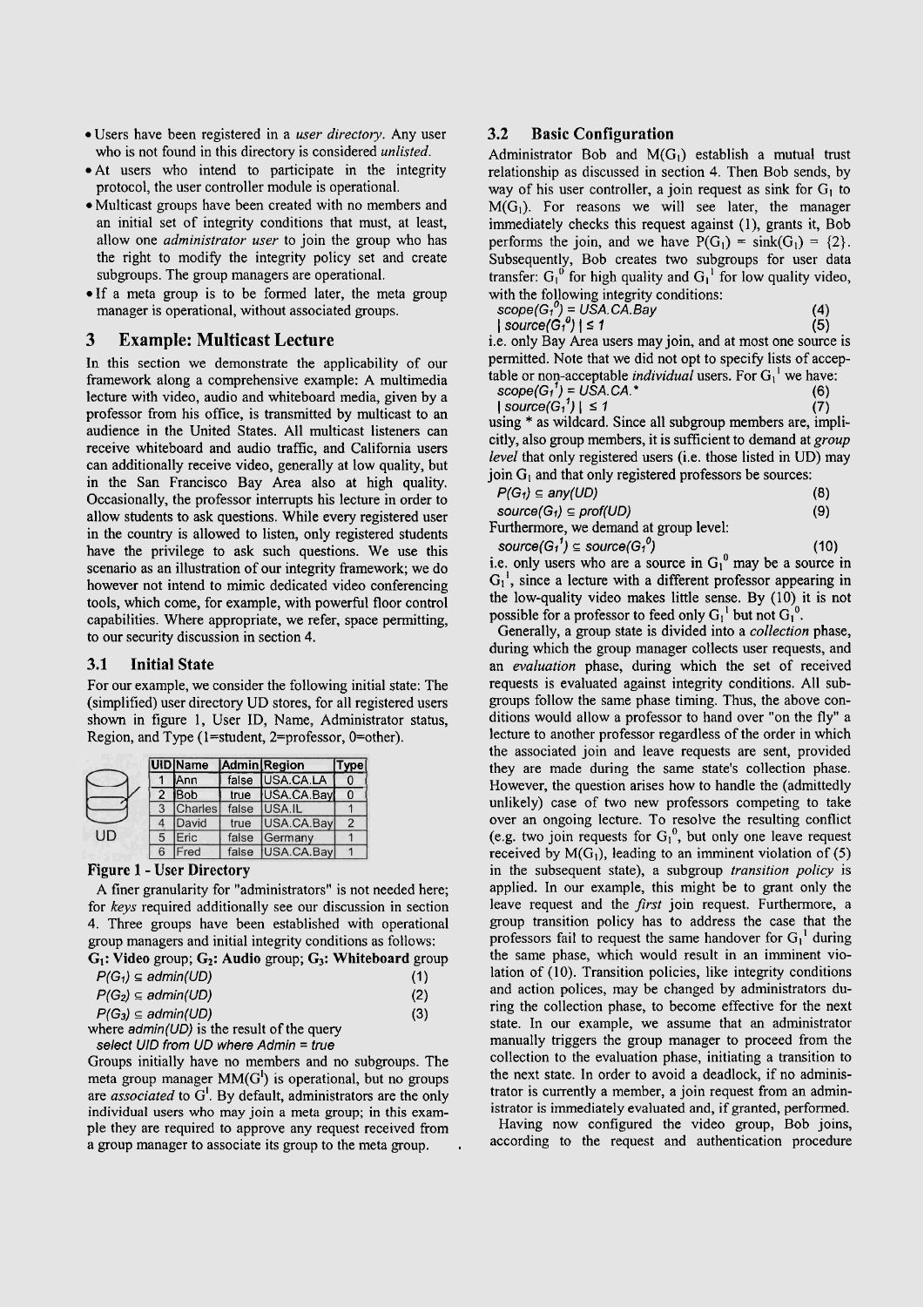- Users have been registered in a *user directory*. Any user who is not found in this directory is considered *unlisted*.
- At users who intend to participate in the integrity protocol, the user controller module is operational.
- Multicast groups have been created with no members and an initial set of integrity conditions that must, at least, allow one *administrator user* to join the group who has the right to modify the integrity policy set and create subgroups. The group managers are operational.
- If a meta group is to be formed later, the meta group manager is operational, without associated groups.

## 3 Example: Multicast Lecture

In this section we demonstrate the applicability of our framework along a comprehensive example: A multimedia lecture with video, audio and whiteboard media, given by a professor from his office, is transmitted by multicast to an audience in the United States. All multicast listeners can receive whiteboard and audio traffic, and California users can additionally receive video, generally at low quality, but in the San Francisco Bay Area also at high quality. Occasionally, the professor interrupts his lecture in order to allow students to ask questions. While every registered user in the country is allowed to listen, only registered students have the privilege to ask such questions. We use this scenario as an illustration of our integrity framework; we do however not intend to mimic dedicated video conferencing tools, which come, for example, with powerful floor control capabilities. Where appropriate, we refer, space permitting, to our security discussion in section 4.

### 3.1 Initial State

For our example, we consider the following initial state: The (simplified) user directory UD stores, for all registered users shown in figure 1, User ID, Name, Administrator status, Region, and Type (1=student, 2=professor, 0=other).

| UID | Name | Admin | Region | Type |
|---|---|---|---|---|
| 1 | Ann | false | USA.CA.LA | 0 |
| 2 | Bob | true | USA.CA.Bay | 0 |
| 3 | Charles | false | USA.IL | 1 |
| 4 | David | true | USA.CA.Bay | 2 |
| 5 | Eric | false | Germany | 1 |
| 6 | Fred | false | USA.CA.Bay | 1 |

UD

**Figure 1 - User Directory**

A finer granularity for "administrators" is not needed here; for *keys* required additionally see our discussion in section 4. Three groups have been established with operational group managers and initial integrity conditions as follows:

**$G_1$: Video** group; **$G_2$: Audio** group; **$G_3$: Whiteboard** group

$$P(G_1) \subseteq admin(UD) \quad (1)$$

$$P(G_2) \subseteq admin(UD) \quad (2)$$

$$P(G_3) \subseteq admin(UD) \quad (3)$$

where $admin(UD)$ is the result of the query

*select UID from UD where Admin = true*

Groups initially have no members and no subgroups. The meta group manager $MM(G^I)$ is operational, but no groups are *associated* to $G^I$. By default, administrators are the only individual users who may join a meta group; in this example they are required to approve any request received from a group manager to associate its group to the meta group.

### 3.2 Basic Configuration

Administrator Bob and $M(G_1)$ establish a mutual trust relationship as discussed in section 4. Then Bob sends, by way of his user controller, a join request as sink for $G_1$ to $M(G_1)$. For reasons we will see later, the manager immediately checks this request against (1), grants it, Bob performs the join, and we have $P(G_1) = sink(G_1) = \{2\}$. Subsequently, Bob creates two subgroups for user data transfer: $G_1^0$ for high quality and $G_1^1$ for low quality video, with the following integrity conditions:

$$scope(G_1^0) = USA.CA.Bay \quad (4)$$

$$|\,source(G_1^0)\,| \leq 1 \quad (5)$$

i.e. only Bay Area users may join, and at most one source is permitted. Note that we did not opt to specify lists of acceptable or non-acceptable *individual* users. For $G_1^1$ we have:

$$scope(G_1^1) = USA.CA.* \quad (6)$$

$$|\,source(G_1^1)\,| \leq 1 \quad (7)$$

using * as wildcard. Since all subgroup members are, implicitly, also group members, it is sufficient to demand at *group level* that only registered users (i.e. those listed in UD) may join $G_1$ and that only registered professors be sources:

$$P(G_1) \subseteq any(UD) \quad (8)$$

$$source(G_1) \subseteq prof(UD) \quad (9)$$

Furthermore, we demand at group level:

$$source(G_1^1) \subseteq source(G_1^0) \quad (10)$$

i.e. only users who are a source in $G_1^0$ may be a source in $G_1^1$, since a lecture with a different professor appearing in the low-quality video makes little sense. By (10) it is not possible for a professor to feed only $G_1^1$ but not $G_1^0$.

Generally, a group state is divided into a *collection* phase, during which the group manager collects user requests, and an *evaluation* phase, during which the set of received requests is evaluated against integrity conditions. All subgroups follow the same phase timing. Thus, the above conditions would allow a professor to hand over "on the fly" a lecture to another professor regardless of the order in which the associated join and leave requests are sent, provided they are made during the same state's collection phase. However, the question arises how to handle the (admittedly unlikely) case of two new professors competing to take over an ongoing lecture. To resolve the resulting conflict (e.g. two join requests for $G_1^0$, but only one leave request received by $M(G_1)$, leading to an imminent violation of (5) in the subsequent state), a subgroup *transition policy* is applied. In our example, this might be to grant only the leave request and the *first* join request. Furthermore, a group transition policy has to address the case that the professors fail to request the same handover for $G_1^1$ during the same phase, which would result in an imminent violation of (10). Transition policies, like integrity conditions and action polices, may be changed by administrators during the collection phase, to become effective for the next state. In our example, we assume that an administrator manually triggers the group manager to proceed from the collection to the evaluation phase, initiating a transition to the next state. In order to avoid a deadlock, if no administrator is currently a member, a join request from an administrator is immediately evaluated and, if granted, performed.

Having now configured the video group, Bob joins, according to the request and authentication procedure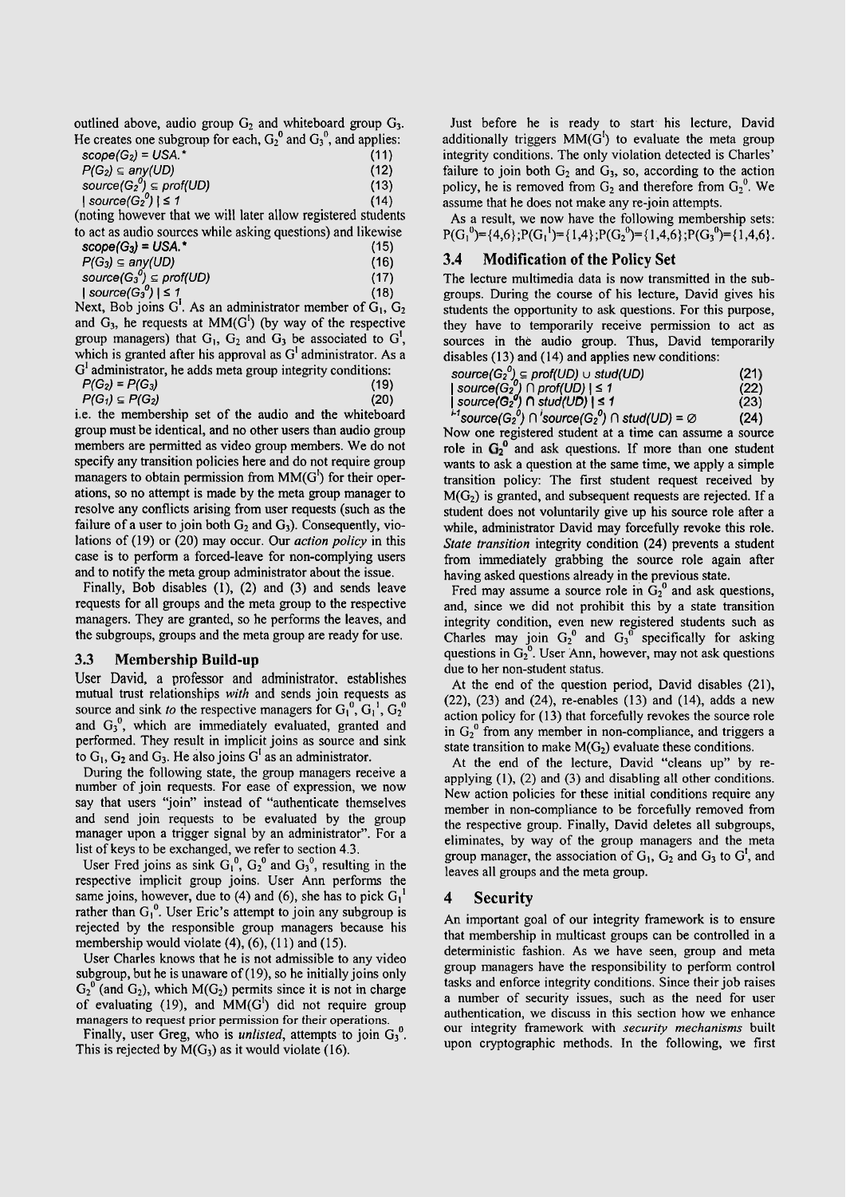outlined above, audio group $G_2$ and whiteboard group $G_3$. He creates one subgroup for each, $G_2^0$ and $G_3^0$, and applies:

$$scope(G_2) = USA.* \tag{11}$$
$$P(G_2) \subseteq any(UD) \tag{12}$$
$$source(G_2^0) \subseteq prof(UD) \tag{13}$$
$$|\, source(G_2^0)\, | \leq 1 \tag{14}$$

(noting however that we will later allow registered students to act as audio sources while asking questions) and likewise

$$scope(G_3) = USA.* \tag{15}$$
$$P(G_3) \subseteq any(UD) \tag{16}$$
$$source(G_3^0) \subseteq prof(UD) \tag{17}$$
$$|\, source(G_3^0)\, | \leq 1 \tag{18}$$

Next, Bob joins $G^I$. As an administrator member of $G_1$, $G_2$ and $G_3$, he requests at $MM(G^I)$ (by way of the respective group managers) that $G_1$, $G_2$ and $G_3$ be associated to $G^I$, which is granted after his approval as $G^I$ administrator. As a $G^I$ administrator, he adds meta group integrity conditions:

$$P(G_2) = P(G_3) \tag{19}$$
$$P(G_1) \subseteq P(G_2) \tag{20}$$

i.e. the membership set of the audio and the whiteboard group must be identical, and no other users than audio group members are permitted as video group members. We do not specify any transition policies here and do not require group managers to obtain permission from $MM(G^I)$ for their operations, so no attempt is made by the meta group manager to resolve any conflicts arising from user requests (such as the failure of a user to join both $G_2$ and $G_3$). Consequently, violations of (19) or (20) may occur. Our *action policy* in this case is to perform a forced-leave for non-complying users and to notify the meta group administrator about the issue.

Finally, Bob disables (1), (2) and (3) and sends leave requests for all groups and the meta group to the respective managers. They are granted, so he performs the leaves, and the subgroups, groups and the meta group are ready for use.

### 3.3 Membership Build-up

User David, a professor and administrator, establishes mutual trust relationships *with* and sends join requests as source and sink *to* the respective managers for $G_1^0$, $G_1^1$, $G_2^0$ and $G_3^0$, which are immediately evaluated, granted and performed. They result in implicit joins as source and sink to $G_1$, $G_2$ and $G_3$. He also joins $G^I$ as an administrator.

During the following state, the group managers receive a number of join requests. For ease of expression, we now say that users "join" instead of "authenticate themselves and send join requests to be evaluated by the group manager upon a trigger signal by an administrator". For a list of keys to be exchanged, we refer to section 4.3.

User Fred joins as sink $G_1^0$, $G_2^0$ and $G_3^0$, resulting in the respective implicit group joins. User Ann performs the same joins, however, due to (4) and (6), she has to pick $G_1^1$ rather than $G_1^0$. User Eric's attempt to join any subgroup is rejected by the responsible group managers because his membership would violate (4), (6), (11) and (15).

User Charles knows that he is not admissible to any video subgroup, but he is unaware of (19), so he initially joins only $G_2^0$ (and $G_2$), which $M(G_2)$ permits since it is not in charge of evaluating (19), and $MM(G^I)$ did not require group managers to request prior permission for their operations.

Finally, user Greg, who is *unlisted*, attempts to join $G_3^0$. This is rejected by $M(G_3)$ as it would violate (16).

Just before he is ready to start his lecture, David additionally triggers $MM(G^I)$ to evaluate the meta group integrity conditions. The only violation detected is Charles' failure to join both $G_2$ and $G_3$, so, according to the action policy, he is removed from $G_2$ and therefore from $G_2^0$. We assume that he does not make any re-join attempts.

As a result, we now have the following membership sets: $P(G_1^0)=\{4,6\}; P(G_1^1)=\{1,4\}; P(G_2^0)=\{1,4,6\}; P(G_3^0)=\{1,4,6\}$.

### 3.4 Modification of the Policy Set

The lecture multimedia data is now transmitted in the subgroups. During the course of his lecture, David gives his students the opportunity to ask questions. For this purpose, they have to temporarily receive permission to act as sources in the audio group. Thus, David temporarily disables (13) and (14) and applies new conditions:

$$source(G_2^0) \subseteq prof(UD) \cup stud(UD) \tag{21}$$
$$|\, source(G_2^0) \cap prof(UD)\, | \leq 1 \tag{22}$$
$$|\, source(G_2^0) \cap stud(UD)\, | \leq 1 \tag{23}$$
$$^{i-1}source(G_2^0) \cap {}^{i}source(G_2^0) \cap stud(UD) = \emptyset \tag{24}$$

Now one registered student at a time can assume a source role in $G_2^0$ and ask questions. If more than one student wants to ask a question at the same time, we apply a simple transition policy: The first student request received by $M(G_2)$ is granted, and subsequent requests are rejected. If a student does not voluntarily give up his source role after a while, administrator David may forcefully revoke this role. *State transition* integrity condition (24) prevents a student from immediately grabbing the source role again after having asked questions already in the previous state.

Fred may assume a source role in $G_2^0$ and ask questions, and, since we did not prohibit this by a state transition integrity condition, even new registered students such as Charles may join $G_2^0$ and $G_3^0$ specifically for asking questions in $G_2^0$. User Ann, however, may not ask questions due to her non-student status.

At the end of the question period, David disables (21), (22), (23) and (24), re-enables (13) and (14), adds a new action policy for (13) that forcefully revokes the source role in $G_2^0$ from any member in non-compliance, and triggers a state transition to make $M(G_2)$ evaluate these conditions.

At the end of the lecture, David "cleans up" by re-applying (1), (2) and (3) and disabling all other conditions. New action policies for these initial conditions require any member in non-compliance to be forcefully removed from the respective group. Finally, David deletes all subgroups, eliminates, by way of the group managers and the meta group manager, the association of $G_1$, $G_2$ and $G_3$ to $G^I$, and leaves all groups and the meta group.

## 4 Security

An important goal of our integrity framework is to ensure that membership in multicast groups can be controlled in a deterministic fashion. As we have seen, group and meta group managers have the responsibility to perform control tasks and enforce integrity conditions. Since their job raises a number of security issues, such as the need for user authentication, we discuss in this section how we enhance our integrity framework with *security mechanisms* built upon cryptographic methods. In the following, we first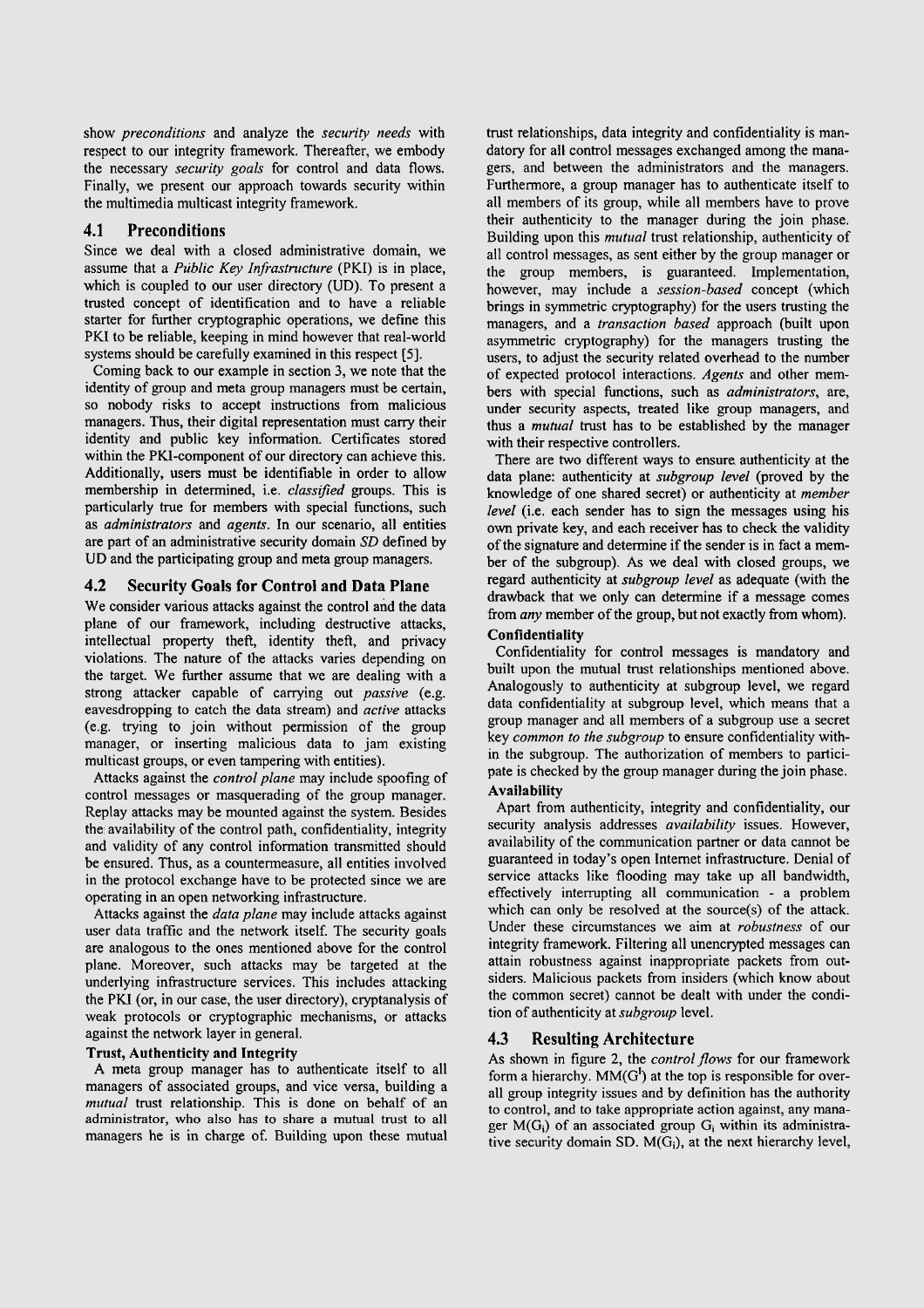show *preconditions* and analyze the *security needs* with respect to our integrity framework. Thereafter, we embody the necessary *security goals* for control and data flows. Finally, we present our approach towards security within the multimedia multicast integrity framework.

## 4.1 Preconditions

Since we deal with a closed administrative domain, we assume that a *Public Key Infrastructure* (PKI) is in place, which is coupled to our user directory (UD). To present a trusted concept of identification and to have a reliable starter for further cryptographic operations, we define this PKI to be reliable, keeping in mind however that real-world systems should be carefully examined in this respect [5].

Coming back to our example in section 3, we note that the identity of group and meta group managers must be certain, so nobody risks to accept instructions from malicious managers. Thus, their digital representation must carry their identity and public key information. Certificates stored within the PKI-component of our directory can achieve this. Additionally, users must be identifiable in order to allow membership in determined, i.e. *classified* groups. This is particularly true for members with special functions, such as *administrators* and *agents*. In our scenario, all entities are part of an administrative security domain *SD* defined by UD and the participating group and meta group managers.

## 4.2 Security Goals for Control and Data Plane

We consider various attacks against the control and the data plane of our framework, including destructive attacks, intellectual property theft, identity theft, and privacy violations. The nature of the attacks varies depending on the target. We further assume that we are dealing with a strong attacker capable of carrying out *passive* (e.g. eavesdropping to catch the data stream) and *active* attacks (e.g. trying to join without permission of the group manager, or inserting malicious data to jam existing multicast groups, or even tampering with entities).

Attacks against the *control plane* may include spoofing of control messages or masquerading of the group manager. Replay attacks may be mounted against the system. Besides the availability of the control path, confidentiality, integrity and validity of any control information transmitted should be ensured. Thus, as a countermeasure, all entities involved in the protocol exchange have to be protected since we are operating in an open networking infrastructure.

Attacks against the *data plane* may include attacks against user data traffic and the network itself. The security goals are analogous to the ones mentioned above for the control plane. Moreover, such attacks may be targeted at the underlying infrastructure services. This includes attacking the PKI (or, in our case, the user directory), cryptanalysis of weak protocols or cryptographic mechanisms, or attacks against the network layer in general.

### Trust, Authenticity and Integrity

A meta group manager has to authenticate itself to all managers of associated groups, and vice versa, building a *mutual* trust relationship. This is done on behalf of an administrator, who also has to share a mutual trust to all managers he is in charge of. Building upon these mutual trust relationships, data integrity and confidentiality is mandatory for all control messages exchanged among the managers, and between the administrators and the managers. Furthermore, a group manager has to authenticate itself to all members of its group, while all members have to prove their authenticity to the manager during the join phase. Building upon this *mutual* trust relationship, authenticity of all control messages, as sent either by the group manager or the group members, is guaranteed. Implementation, however, may include a *session-based* concept (which brings in symmetric cryptography) for the users trusting the managers, and a *transaction based* approach (built upon asymmetric cryptography) for the managers trusting the users, to adjust the security related overhead to the number of expected protocol interactions. *Agents* and other members with special functions, such as *administrators*, are, under security aspects, treated like group managers, and thus a *mutual* trust has to be established by the manager with their respective controllers.

There are two different ways to ensure authenticity at the data plane: authenticity at *subgroup level* (proved by the knowledge of one shared secret) or authenticity at *member level* (i.e. each sender has to sign the messages using his own private key, and each receiver has to check the validity of the signature and determine if the sender is in fact a member of the subgroup). As we deal with closed groups, we regard authenticity at *subgroup level* as adequate (with the drawback that we only can determine if a message comes from *any* member of the group, but not exactly from whom).

### Confidentiality

Confidentiality for control messages is mandatory and built upon the mutual trust relationships mentioned above. Analogously to authenticity at subgroup level, we regard data confidentiality at subgroup level, which means that a group manager and all members of a subgroup use a secret key *common to the subgroup* to ensure confidentiality within the subgroup. The authorization of members to participate is checked by the group manager during the join phase.

### Availability

Apart from authenticity, integrity and confidentiality, our security analysis addresses *availability* issues. However, availability of the communication partner or data cannot be guaranteed in today's open Internet infrastructure. Denial of service attacks like flooding may take up all bandwidth, effectively interrupting all communication - a problem which can only be resolved at the source(s) of the attack. Under these circumstances we aim at *robustness* of our integrity framework. Filtering all unencrypted messages can attain robustness against inappropriate packets from outsiders. Malicious packets from insiders (which know about the common secret) cannot be dealt with under the condition of authenticity at *subgroup* level.

## 4.3 Resulting Architecture

As shown in figure 2, the *control flows* for our framework form a hierarchy. $MM(G^I)$ at the top is responsible for overall group integrity issues and by definition has the authority to control, and to take appropriate action against, any manager $M(G_i)$ of an associated group $G_i$ within its administrative security domain SD. $M(G_i)$, at the next hierarchy level,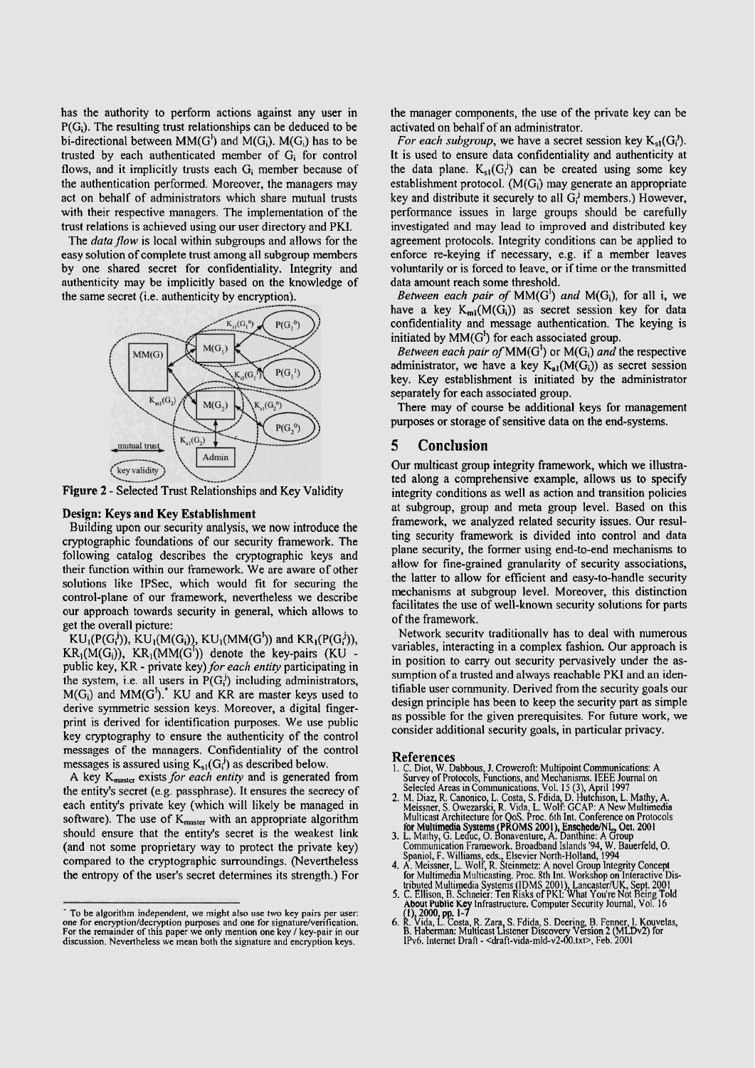has the authority to perform actions against any user in $P(G_i)$. The resulting trust relationships can be deduced to be bi-directional between $MM(G^l)$ and $M(G_i)$. $M(G_i)$ has to be trusted by each authenticated member of $G_i$ for control flows, and it implicitly trusts each $G_i$ member because of the authentication performed. Moreover, the managers may act on behalf of administrators which share mutual trusts with their respective managers. The implementation of the trust relations is achieved using our user directory and PKI.

The *data flow* is local within subgroups and allows for the easy solution of complete trust among all subgroup members by one shared secret for confidentiality. Integrity and authenticity may be implicitly based on the knowledge of the same secret (i.e. authenticity by encryption).

$K_{s1}(G_1^0)$
$P(G_1^0)$
MM(G)
$M(G_1)$
$K_{s1}(G_1^1)$
$P(G_1^1)$
$K_{m1}(G_2)$
$M(G_2)$
$K_{s1}(G_2^0)$
$P(G_2^0)$
$K_{a1}(G_2)$
mutual trust
Admin
key validity

**Figure 2** - Selected Trust Relationships and Key Validity

### Design: Keys and Key Establishment

Building upon our security analysis, we now introduce the cryptographic foundations of our security framework. The following catalog describes the cryptographic keys and their function within our framework. We are aware of other solutions like IPSec, which would fit for securing the control-plane of our framework, nevertheless we describe our approach towards security in general, which allows to get the overall picture:

$KU_1(P(G_i^j))$, $KU_1(M(G_i))$, $KU_1(MM(G^l))$ and $KR_1(P(G_i^j))$, $KR_1(M(G_i))$, $KR_1(MM(G^l))$ denote the key-pairs (KU - public key, KR - private key) *for each entity* participating in the system, i.e. all users in $P(G_i^j)$ including administrators, $M(G_i)$ and $MM(G^l)$.* KU and KR are master keys used to derive symmetric session keys. Moreover, a digital fingerprint is derived for identification purposes. We use public key cryptography to ensure the authenticity of the control messages of the managers. Confidentiality of the control messages is assured using $K_{s1}(G_i^j)$ as described below.

A key $K_{master}$ exists *for each entity* and is generated from the entity's secret (e.g. passphrase). It ensures the secrecy of each entity's private key (which will likely be managed in software). The use of $K_{master}$ with an appropriate algorithm should ensure that the entity's secret is the weakest link (and not some proprietary way to protect the private key) compared to the cryptographic surroundings. (Nevertheless the entropy of the user's secret determines its strength.) For the manager components, the use of the private key can be activated on behalf of an administrator.

*For each subgroup*, we have a secret session key $K_{s1}(G_i^j)$. It is used to ensure data confidentiality and authenticity at the data plane. $K_{s1}(G_i^j)$ can be created using some key establishment protocol. ($M(G_i)$ may generate an appropriate key and distribute it securely to all $G_i^j$ members.) However, performance issues in large groups should be carefully investigated and may lead to improved and distributed key agreement protocols. Integrity conditions can be applied to enforce re-keying if necessary, e.g. if a member leaves voluntarily or is forced to leave, or if time or the transmitted data amount reach some threshold.

*Between each pair of* $MM(G^l)$ *and* $M(G_i)$, for all i, we have a key $K_{m1}(M(G_i))$ as secret session key for data confidentiality and message authentication. The keying is initiated by $MM(G^l)$ for each associated group.

*Between each pair of* $MM(G^l)$ or $M(G_i)$ *and* the respective administrator, we have a key $K_{a1}(M(G_i))$ as secret session key. Key establishment is initiated by the administrator separately for each associated group.

There may of course be additional keys for management purposes or storage of sensitive data on the end-systems.

## 5 Conclusion

Our multicast group integrity framework, which we illustrated along a comprehensive example, allows us to specify integrity conditions as well as action and transition policies at subgroup, group and meta group level. Based on this framework, we analyzed related security issues. Our resulting security framework is divided into control and data plane security, the former using end-to-end mechanisms to allow for fine-grained granularity of security associations, the latter to allow for efficient and easy-to-handle security mechanisms at subgroup level. Moreover, this distinction facilitates the use of well-known security solutions for parts of the framework.

Network security traditionally has to deal with numerous variables, interacting in a complex fashion. Our approach is in position to carry out security pervasively under the assumption of a trusted and always reachable PKI and an identifiable user community. Derived from the security goals our design principle has been to keep the security part as simple as possible for the given prerequisites. For future work, we consider additional security goals, in particular privacy.

## References

1. C. Diot, W. Dabbous, J. Crowcroft: Multipoint Communications: A Survey of Protocols, Functions, and Mechanisms. IEEE Journal on Selected Areas in Communications, Vol. 15 (3), April 1997
2. M. Diaz, R. Canonico, L. Costa, S. Fdida, D. Hutchison, L. Mathy, A. Meissner, S. Owezarski, R. Vida, L. Wolf: GCAP: A New Multimedia Multicast Architecture for QoS. Proc. 6th Int. Conference on Protocols for Multimedia Systems (PROMS 2001), Enschede/NL, Oct. 2001
3. L. Mathy, G. Leduc, O. Bonaventure, A. Danthine: A Group Communication Framework. Broadband Islands '94, W. Bauerfeld, O. Spaniol, F. Williams, eds., Elsevier North-Holland, 1994
4. A. Meissner, L. Wolf, R. Steinmetz: A novel Group Integrity Concept for Multimedia Multicasting. Proc. 8th Int. Workshop on Interactive Distributed Multimedia Systems (IDMS 2001), Lancaster/UK, Sept. 2001
5. C. Ellison, B. Schneier: Ten Risks of PKI: What You're Not Being Told About Public Key Infrastructure. Computer Security Journal, Vol. 16 (1), 2000, pp. 1-7
6. R. Vida, L. Costa, R. Zara, S. Fdida, S. Deering, B. Fenner, I. Kouvelas, B. Haberman: Multicast Listener Discovery Version 2 (MLDv2) for IPv6. Internet Draft - <draft-vida-mld-v2-00.txt>, Feb. 2001

* To be algorithm independent, we might also use two key pairs per user: one for encryption/decryption purposes and one for signature/verification. For the remainder of this paper we only mention one key / key-pair in our discussion. Nevertheless we mean both the signature and encryption keys.